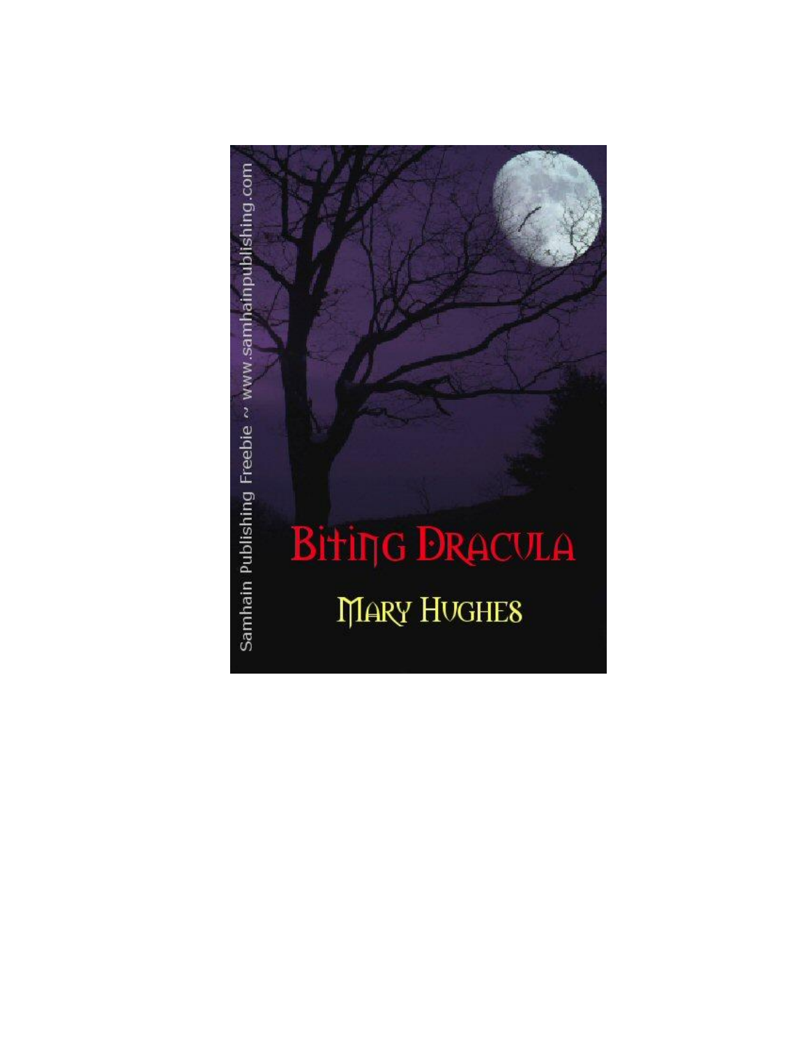Samhain Publishing Freebie ~ www.samhainpublishing.com

# Biting Dracula

## Mary Hughes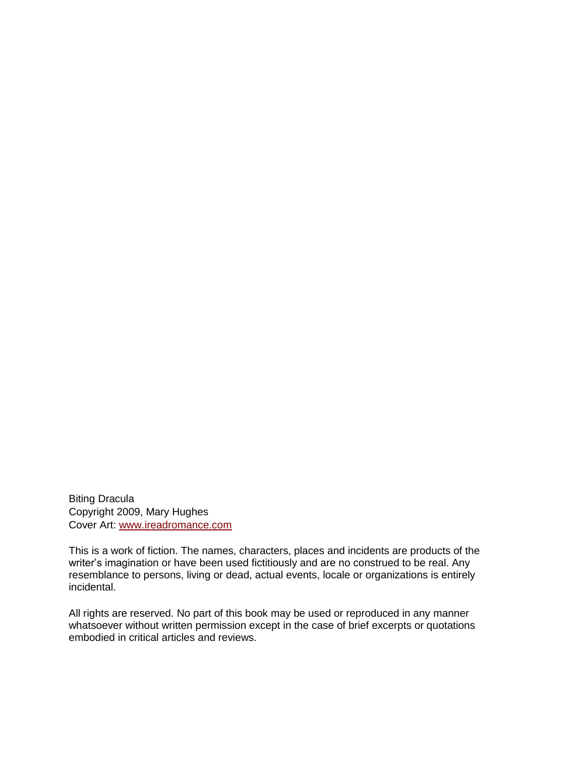Biting Dracula
Copyright 2009, Mary Hughes
Cover Art: [www.ireadromance.com](http://www.ireadromance.com)

This is a work of fiction. The names, characters, places and incidents are products of the writer's imagination or have been used fictitiously and are no construed to be real. Any resemblance to persons, living or dead, actual events, locale or organizations is entirely incidental.

All rights are reserved. No part of this book may be used or reproduced in any manner whatsoever without written permission except in the case of brief excerpts or quotations embodied in critical articles and reviews.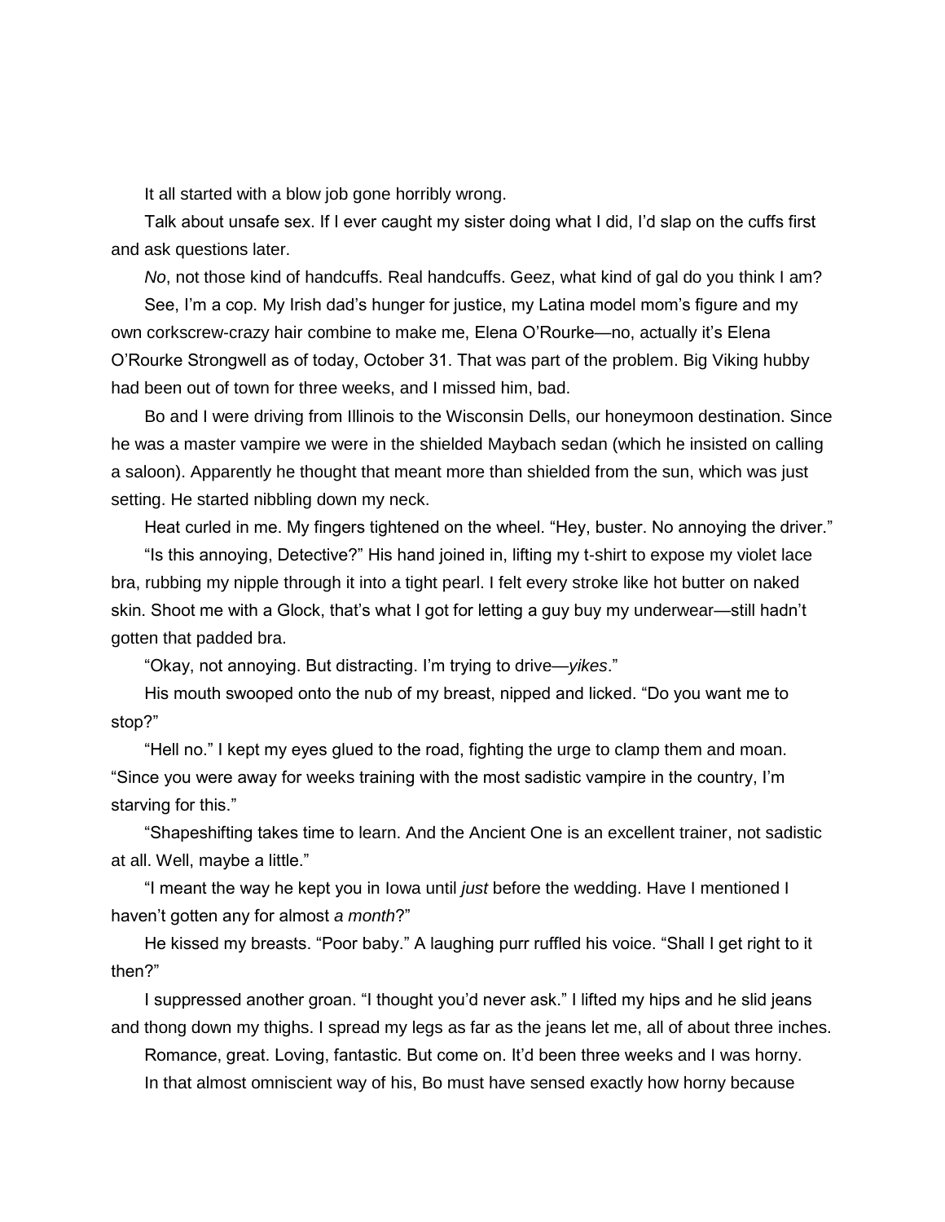It all started with a blow job gone horribly wrong.

Talk about unsafe sex. If I ever caught my sister doing what I did, I'd slap on the cuffs first and ask questions later.

*No*, not those kind of handcuffs. Real handcuffs. Geez, what kind of gal do you think I am?

See, I'm a cop. My Irish dad's hunger for justice, my Latina model mom's figure and my own corkscrew-crazy hair combine to make me, Elena O'Rourke—no, actually it's Elena O'Rourke Strongwell as of today, October 31. That was part of the problem. Big Viking hubby had been out of town for three weeks, and I missed him, bad.

Bo and I were driving from Illinois to the Wisconsin Dells, our honeymoon destination. Since he was a master vampire we were in the shielded Maybach sedan (which he insisted on calling a saloon). Apparently he thought that meant more than shielded from the sun, which was just setting. He started nibbling down my neck.

Heat curled in me. My fingers tightened on the wheel. "Hey, buster. No annoying the driver."

"Is this annoying, Detective?" His hand joined in, lifting my t-shirt to expose my violet lace bra, rubbing my nipple through it into a tight pearl. I felt every stroke like hot butter on naked skin. Shoot me with a Glock, that's what I got for letting a guy buy my underwear—still hadn't gotten that padded bra.

"Okay, not annoying. But distracting. I'm trying to drive—*yikes*."

His mouth swooped onto the nub of my breast, nipped and licked. "Do you want me to stop?"

"Hell no." I kept my eyes glued to the road, fighting the urge to clamp them and moan. "Since you were away for weeks training with the most sadistic vampire in the country, I'm starving for this."

"Shapeshifting takes time to learn. And the Ancient One is an excellent trainer, not sadistic at all. Well, maybe a little."

"I meant the way he kept you in Iowa until *just* before the wedding. Have I mentioned I haven't gotten any for almost *a month*?"

He kissed my breasts. "Poor baby." A laughing purr ruffled his voice. "Shall I get right to it then?"

I suppressed another groan. "I thought you'd never ask." I lifted my hips and he slid jeans and thong down my thighs. I spread my legs as far as the jeans let me, all of about three inches.

Romance, great. Loving, fantastic. But come on. It'd been three weeks and I was horny.

In that almost omniscient way of his, Bo must have sensed exactly how horny because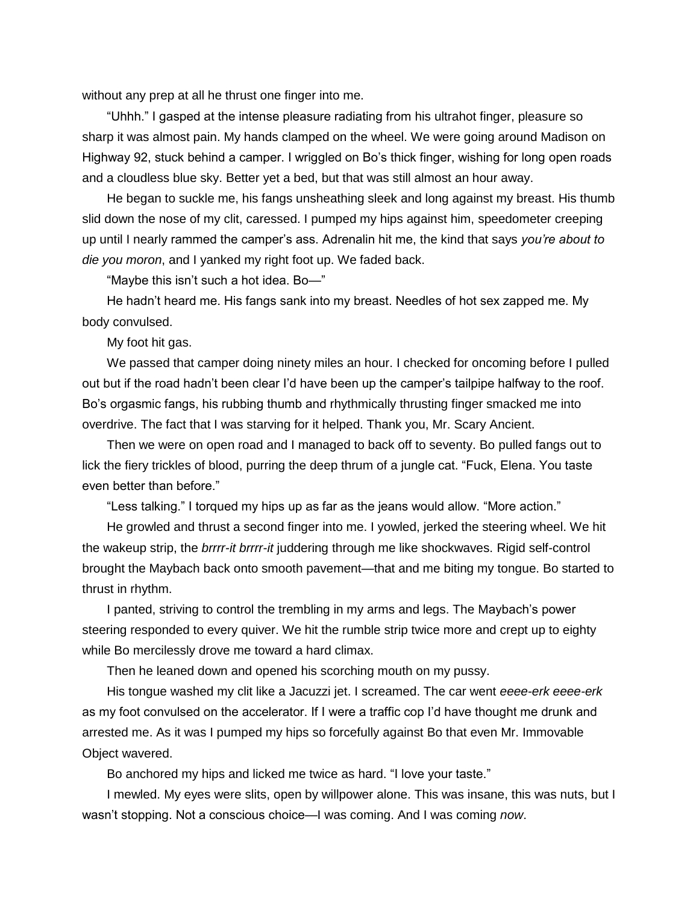without any prep at all he thrust one finger into me.

"Uhhh." I gasped at the intense pleasure radiating from his ultrahot finger, pleasure so sharp it was almost pain. My hands clamped on the wheel. We were going around Madison on Highway 92, stuck behind a camper. I wriggled on Bo's thick finger, wishing for long open roads and a cloudless blue sky. Better yet a bed, but that was still almost an hour away.

He began to suckle me, his fangs unsheathing sleek and long against my breast. His thumb slid down the nose of my clit, caressed. I pumped my hips against him, speedometer creeping up until I nearly rammed the camper's ass. Adrenalin hit me, the kind that says *you're about to die you moron*, and I yanked my right foot up. We faded back.

"Maybe this isn't such a hot idea. Bo—"

He hadn't heard me. His fangs sank into my breast. Needles of hot sex zapped me. My body convulsed.

My foot hit gas.

We passed that camper doing ninety miles an hour. I checked for oncoming before I pulled out but if the road hadn't been clear I'd have been up the camper's tailpipe halfway to the roof. Bo's orgasmic fangs, his rubbing thumb and rhythmically thrusting finger smacked me into overdrive. The fact that I was starving for it helped. Thank you, Mr. Scary Ancient.

Then we were on open road and I managed to back off to seventy. Bo pulled fangs out to lick the fiery trickles of blood, purring the deep thrum of a jungle cat. "Fuck, Elena. You taste even better than before."

"Less talking." I torqued my hips up as far as the jeans would allow. "More action."

He growled and thrust a second finger into me. I yowled, jerked the steering wheel. We hit the wakeup strip, the *brrrr-it brrrr-it* juddering through me like shockwaves. Rigid self-control brought the Maybach back onto smooth pavement—that and me biting my tongue. Bo started to thrust in rhythm.

I panted, striving to control the trembling in my arms and legs. The Maybach's power steering responded to every quiver. We hit the rumble strip twice more and crept up to eighty while Bo mercilessly drove me toward a hard climax.

Then he leaned down and opened his scorching mouth on my pussy.

His tongue washed my clit like a Jacuzzi jet. I screamed. The car went *eeee-erk eeee-erk* as my foot convulsed on the accelerator. If I were a traffic cop I'd have thought me drunk and arrested me. As it was I pumped my hips so forcefully against Bo that even Mr. Immovable Object wavered.

Bo anchored my hips and licked me twice as hard. "I love your taste."

I mewled. My eyes were slits, open by willpower alone. This was insane, this was nuts, but I wasn't stopping. Not a conscious choice—I was coming. And I was coming *now*.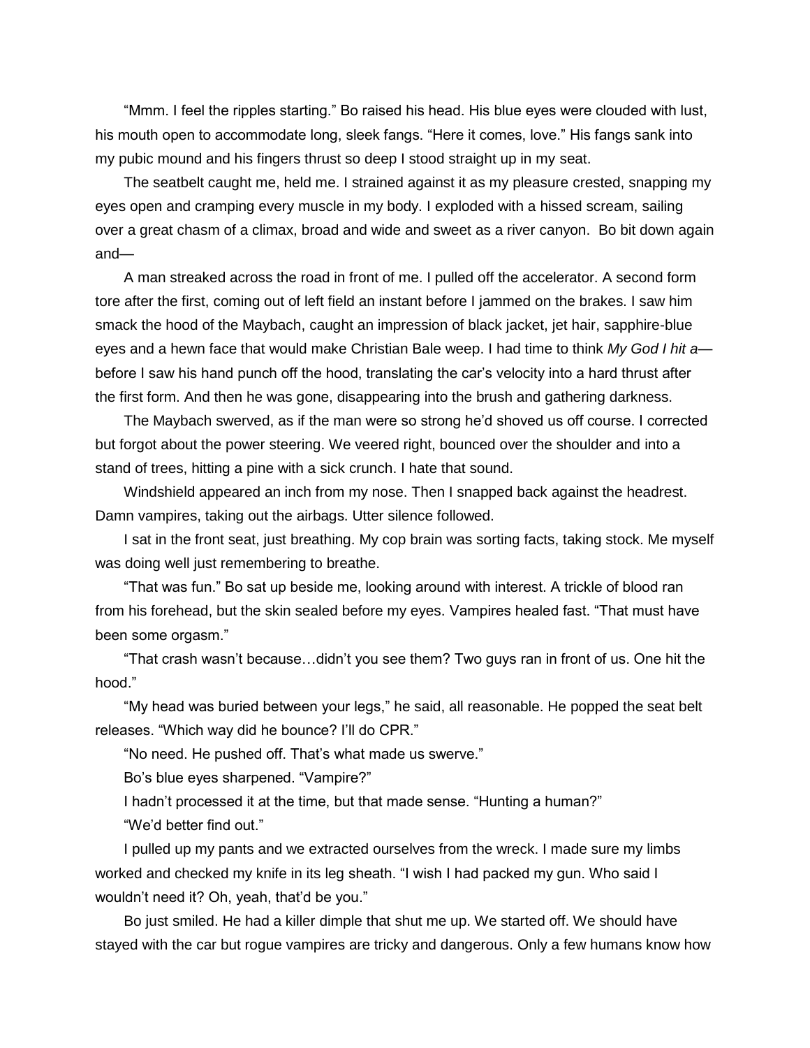"Mmm. I feel the ripples starting." Bo raised his head. His blue eyes were clouded with lust, his mouth open to accommodate long, sleek fangs. "Here it comes, love." His fangs sank into my pubic mound and his fingers thrust so deep I stood straight up in my seat.

The seatbelt caught me, held me. I strained against it as my pleasure crested, snapping my eyes open and cramping every muscle in my body. I exploded with a hissed scream, sailing over a great chasm of a climax, broad and wide and sweet as a river canyon. Bo bit down again and—

A man streaked across the road in front of me. I pulled off the accelerator. A second form tore after the first, coming out of left field an instant before I jammed on the brakes. I saw him smack the hood of the Maybach, caught an impression of black jacket, jet hair, sapphire-blue eyes and a hewn face that would make Christian Bale weep. I had time to think *My God I hit a*— before I saw his hand punch off the hood, translating the car's velocity into a hard thrust after the first form. And then he was gone, disappearing into the brush and gathering darkness.

The Maybach swerved, as if the man were so strong he'd shoved us off course. I corrected but forgot about the power steering. We veered right, bounced over the shoulder and into a stand of trees, hitting a pine with a sick crunch. I hate that sound.

Windshield appeared an inch from my nose. Then I snapped back against the headrest. Damn vampires, taking out the airbags. Utter silence followed.

I sat in the front seat, just breathing. My cop brain was sorting facts, taking stock. Me myself was doing well just remembering to breathe.

"That was fun." Bo sat up beside me, looking around with interest. A trickle of blood ran from his forehead, but the skin sealed before my eyes. Vampires healed fast. "That must have been some orgasm."

"That crash wasn't because…didn't you see them? Two guys ran in front of us. One hit the hood."

"My head was buried between your legs," he said, all reasonable. He popped the seat belt releases. "Which way did he bounce? I'll do CPR."

"No need. He pushed off. That's what made us swerve."

Bo's blue eyes sharpened. "Vampire?"

I hadn't processed it at the time, but that made sense. "Hunting a human?"

"We'd better find out."

I pulled up my pants and we extracted ourselves from the wreck. I made sure my limbs worked and checked my knife in its leg sheath. "I wish I had packed my gun. Who said I wouldn't need it? Oh, yeah, that'd be you."

Bo just smiled. He had a killer dimple that shut me up. We started off. We should have stayed with the car but rogue vampires are tricky and dangerous. Only a few humans know how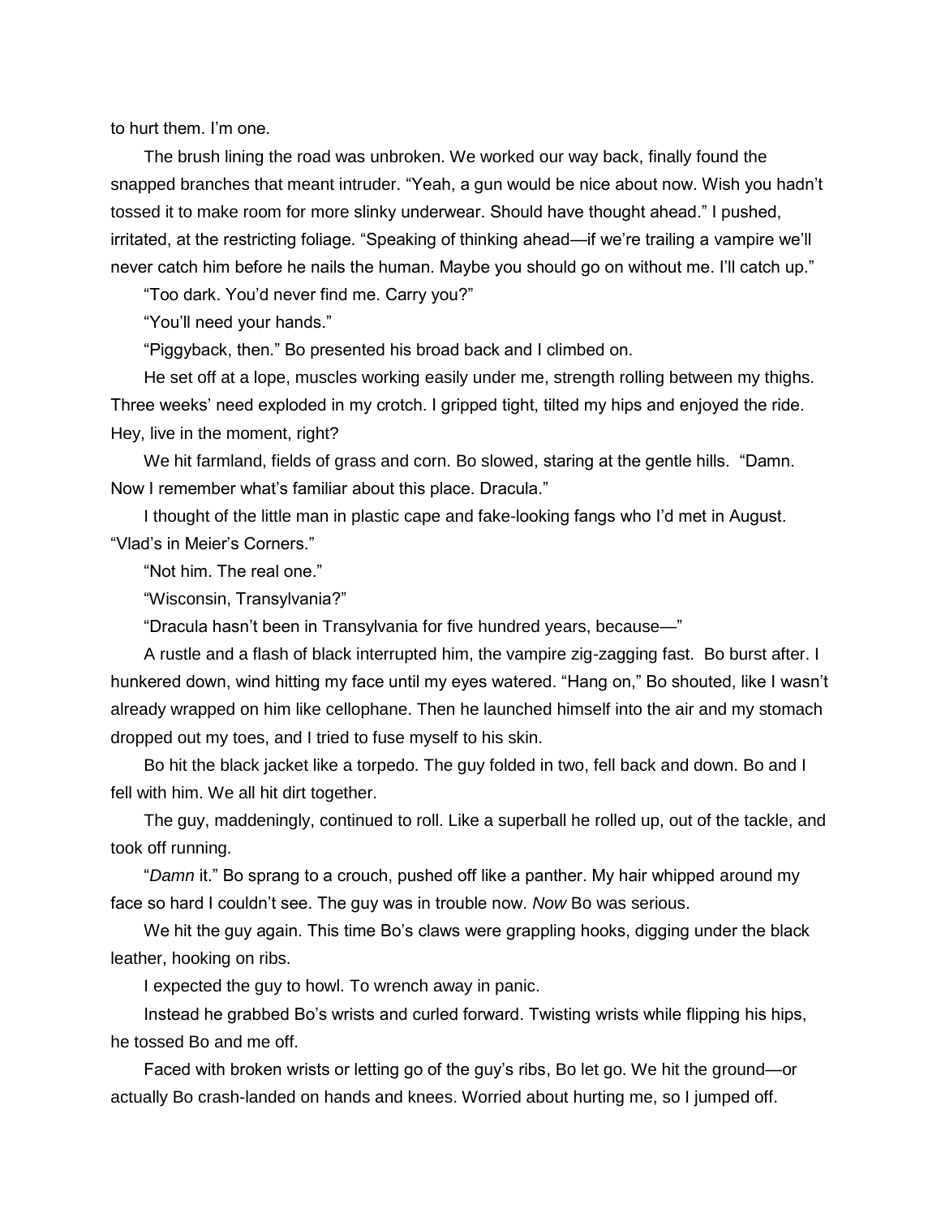to hurt them. I'm one.

The brush lining the road was unbroken. We worked our way back, finally found the snapped branches that meant intruder. "Yeah, a gun would be nice about now. Wish you hadn't tossed it to make room for more slinky underwear. Should have thought ahead." I pushed, irritated, at the restricting foliage. "Speaking of thinking ahead—if we're trailing a vampire we'll never catch him before he nails the human. Maybe you should go on without me. I'll catch up."

"Too dark. You'd never find me. Carry you?"

"You'll need your hands."

"Piggyback, then." Bo presented his broad back and I climbed on.

He set off at a lope, muscles working easily under me, strength rolling between my thighs. Three weeks' need exploded in my crotch. I gripped tight, tilted my hips and enjoyed the ride. Hey, live in the moment, right?

We hit farmland, fields of grass and corn. Bo slowed, staring at the gentle hills. "Damn. Now I remember what's familiar about this place. Dracula."

I thought of the little man in plastic cape and fake-looking fangs who I'd met in August. "Vlad's in Meier's Corners."

"Not him. The real one."

"Wisconsin, Transylvania?"

"Dracula hasn't been in Transylvania for five hundred years, because—"

A rustle and a flash of black interrupted him, the vampire zig-zagging fast. Bo burst after. I hunkered down, wind hitting my face until my eyes watered. "Hang on," Bo shouted, like I wasn't already wrapped on him like cellophane. Then he launched himself into the air and my stomach dropped out my toes, and I tried to fuse myself to his skin.

Bo hit the black jacket like a torpedo. The guy folded in two, fell back and down. Bo and I fell with him. We all hit dirt together.

The guy, maddeningly, continued to roll. Like a superball he rolled up, out of the tackle, and took off running.

"*Damn* it." Bo sprang to a crouch, pushed off like a panther. My hair whipped around my face so hard I couldn't see. The guy was in trouble now. *Now* Bo was serious.

We hit the guy again. This time Bo's claws were grappling hooks, digging under the black leather, hooking on ribs.

I expected the guy to howl. To wrench away in panic.

Instead he grabbed Bo's wrists and curled forward. Twisting wrists while flipping his hips, he tossed Bo and me off.

Faced with broken wrists or letting go of the guy's ribs, Bo let go. We hit the ground—or actually Bo crash-landed on hands and knees. Worried about hurting me, so I jumped off.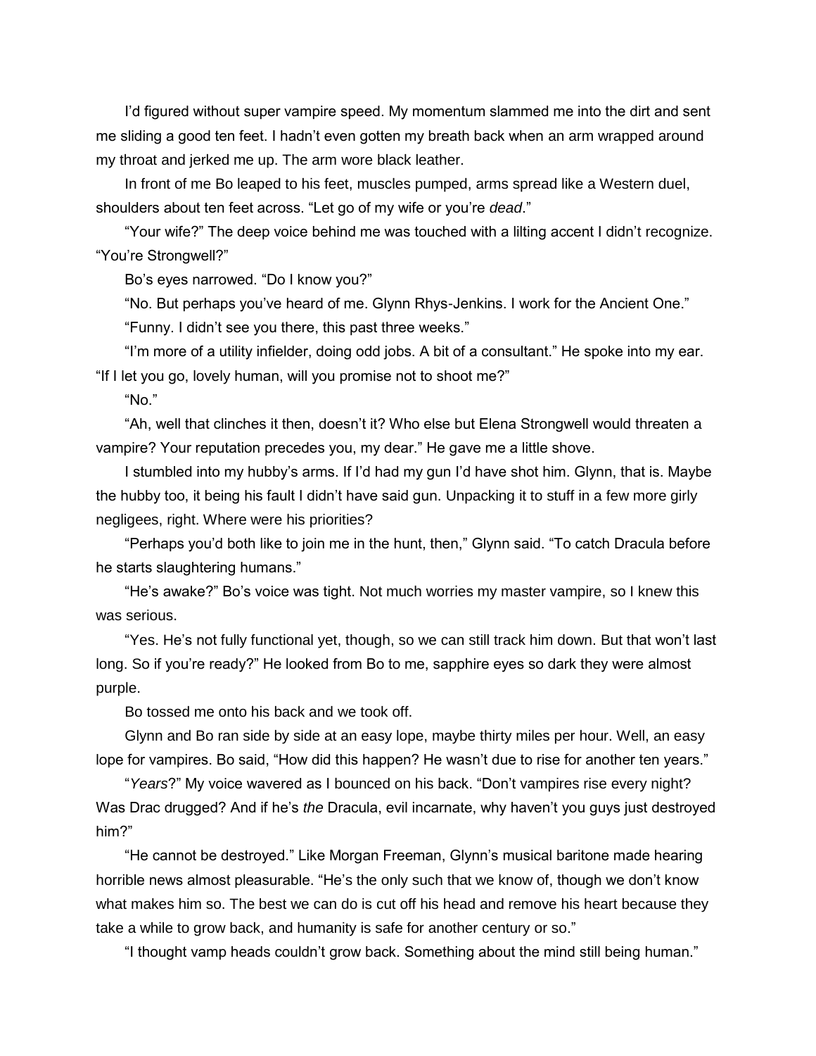I'd figured without super vampire speed. My momentum slammed me into the dirt and sent me sliding a good ten feet. I hadn't even gotten my breath back when an arm wrapped around my throat and jerked me up. The arm wore black leather.

In front of me Bo leaped to his feet, muscles pumped, arms spread like a Western duel, shoulders about ten feet across. "Let go of my wife or you're *dead*."

"Your wife?" The deep voice behind me was touched with a lilting accent I didn't recognize. "You're Strongwell?"

Bo's eyes narrowed. "Do I know you?"

"No. But perhaps you've heard of me. Glynn Rhys-Jenkins. I work for the Ancient One."

"Funny. I didn't see you there, this past three weeks."

"I'm more of a utility infielder, doing odd jobs. A bit of a consultant." He spoke into my ear. "If I let you go, lovely human, will you promise not to shoot me?"

"No."

"Ah, well that clinches it then, doesn't it? Who else but Elena Strongwell would threaten a vampire? Your reputation precedes you, my dear." He gave me a little shove.

I stumbled into my hubby's arms. If I'd had my gun I'd have shot him. Glynn, that is. Maybe the hubby too, it being his fault I didn't have said gun. Unpacking it to stuff in a few more girly negligees, right. Where were his priorities?

"Perhaps you'd both like to join me in the hunt, then," Glynn said. "To catch Dracula before he starts slaughtering humans."

"He's awake?" Bo's voice was tight. Not much worries my master vampire, so I knew this was serious.

"Yes. He's not fully functional yet, though, so we can still track him down. But that won't last long. So if you're ready?" He looked from Bo to me, sapphire eyes so dark they were almost purple.

Bo tossed me onto his back and we took off.

Glynn and Bo ran side by side at an easy lope, maybe thirty miles per hour. Well, an easy lope for vampires. Bo said, "How did this happen? He wasn't due to rise for another ten years."

"*Years*?" My voice wavered as I bounced on his back. "Don't vampires rise every night? Was Drac drugged? And if he's *the* Dracula, evil incarnate, why haven't you guys just destroyed him?"

"He cannot be destroyed." Like Morgan Freeman, Glynn's musical baritone made hearing horrible news almost pleasurable. "He's the only such that we know of, though we don't know what makes him so. The best we can do is cut off his head and remove his heart because they take a while to grow back, and humanity is safe for another century or so."

"I thought vamp heads couldn't grow back. Something about the mind still being human."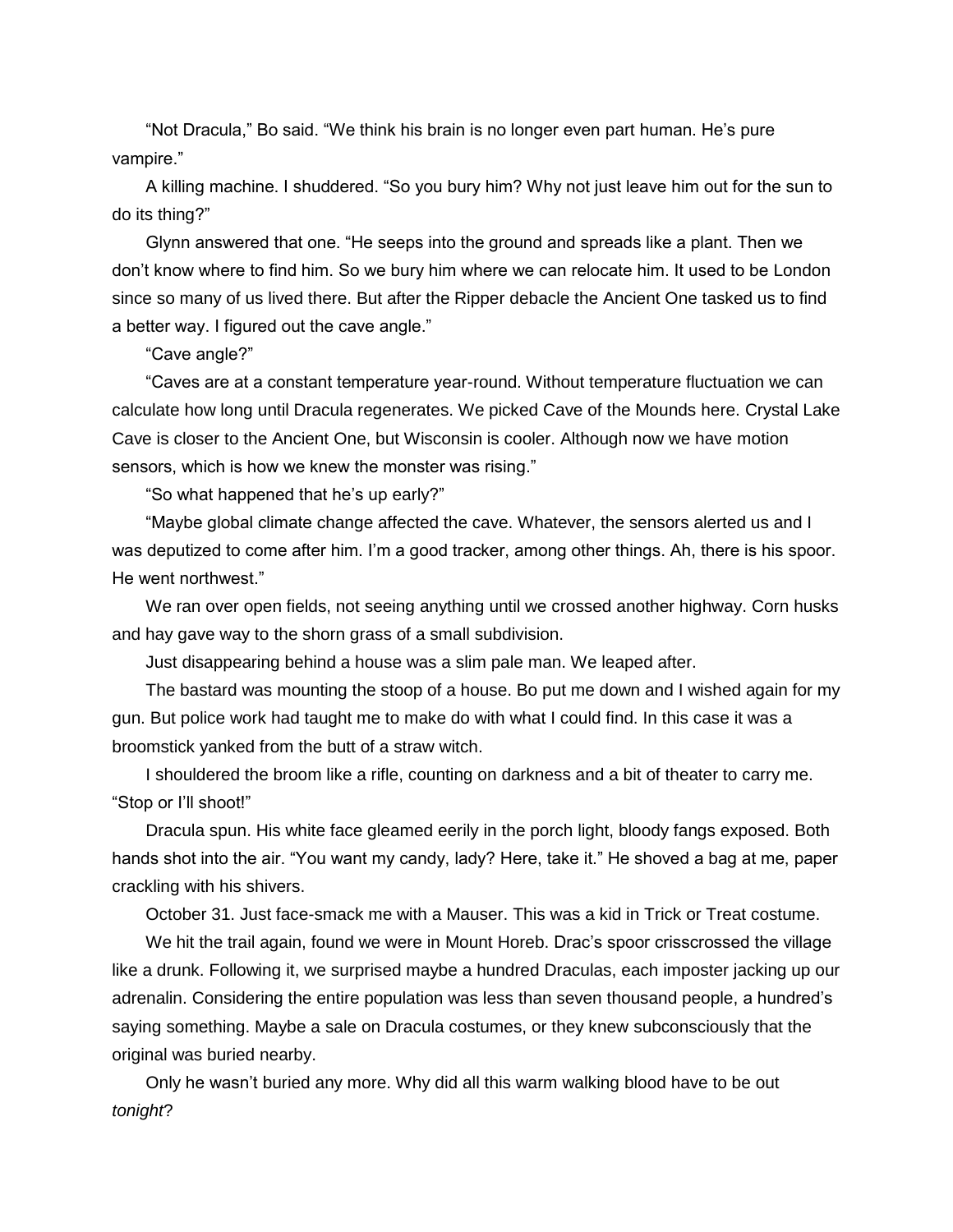"Not Dracula," Bo said. "We think his brain is no longer even part human. He's pure vampire."

A killing machine. I shuddered. "So you bury him? Why not just leave him out for the sun to do its thing?"

Glynn answered that one. "He seeps into the ground and spreads like a plant. Then we don't know where to find him. So we bury him where we can relocate him. It used to be London since so many of us lived there. But after the Ripper debacle the Ancient One tasked us to find a better way. I figured out the cave angle."

"Cave angle?"

"Caves are at a constant temperature year-round. Without temperature fluctuation we can calculate how long until Dracula regenerates. We picked Cave of the Mounds here. Crystal Lake Cave is closer to the Ancient One, but Wisconsin is cooler. Although now we have motion sensors, which is how we knew the monster was rising."

"So what happened that he's up early?"

"Maybe global climate change affected the cave. Whatever, the sensors alerted us and I was deputized to come after him. I'm a good tracker, among other things. Ah, there is his spoor. He went northwest."

We ran over open fields, not seeing anything until we crossed another highway. Corn husks and hay gave way to the shorn grass of a small subdivision.

Just disappearing behind a house was a slim pale man. We leaped after.

The bastard was mounting the stoop of a house. Bo put me down and I wished again for my gun. But police work had taught me to make do with what I could find. In this case it was a broomstick yanked from the butt of a straw witch.

I shouldered the broom like a rifle, counting on darkness and a bit of theater to carry me. "Stop or I'll shoot!"

Dracula spun. His white face gleamed eerily in the porch light, bloody fangs exposed. Both hands shot into the air. "You want my candy, lady? Here, take it." He shoved a bag at me, paper crackling with his shivers.

October 31. Just face-smack me with a Mauser. This was a kid in Trick or Treat costume.

We hit the trail again, found we were in Mount Horeb. Drac's spoor crisscrossed the village like a drunk. Following it, we surprised maybe a hundred Draculas, each imposter jacking up our adrenalin. Considering the entire population was less than seven thousand people, a hundred's saying something. Maybe a sale on Dracula costumes, or they knew subconsciously that the original was buried nearby.

Only he wasn't buried any more. Why did all this warm walking blood have to be out *tonight*?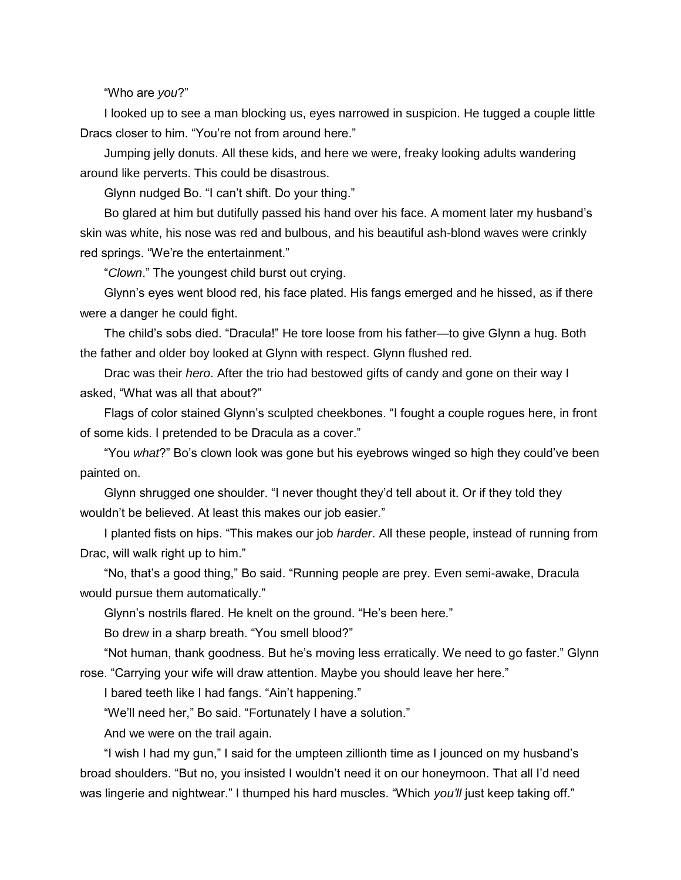"Who are *you*?"

I looked up to see a man blocking us, eyes narrowed in suspicion. He tugged a couple little Dracs closer to him. "You're not from around here."

Jumping jelly donuts. All these kids, and here we were, freaky looking adults wandering around like perverts. This could be disastrous.

Glynn nudged Bo. "I can't shift. Do your thing."

Bo glared at him but dutifully passed his hand over his face. A moment later my husband's skin was white, his nose was red and bulbous, and his beautiful ash-blond waves were crinkly red springs. "We're the entertainment."

"*Clown*." The youngest child burst out crying.

Glynn's eyes went blood red, his face plated. His fangs emerged and he hissed, as if there were a danger he could fight.

The child's sobs died. "Dracula!" He tore loose from his father—to give Glynn a hug. Both the father and older boy looked at Glynn with respect. Glynn flushed red.

Drac was their *hero*. After the trio had bestowed gifts of candy and gone on their way I asked, "What was all that about?"

Flags of color stained Glynn's sculpted cheekbones. "I fought a couple rogues here, in front of some kids. I pretended to be Dracula as a cover."

"You *what*?" Bo's clown look was gone but his eyebrows winged so high they could've been painted on.

Glynn shrugged one shoulder. "I never thought they'd tell about it. Or if they told they wouldn't be believed. At least this makes our job easier."

I planted fists on hips. "This makes our job *harder*. All these people, instead of running from Drac, will walk right up to him."

"No, that's a good thing," Bo said. "Running people are prey. Even semi-awake, Dracula would pursue them automatically."

Glynn's nostrils flared. He knelt on the ground. "He's been here."

Bo drew in a sharp breath. "You smell blood?"

"Not human, thank goodness. But he's moving less erratically. We need to go faster." Glynn rose. "Carrying your wife will draw attention. Maybe you should leave her here."

I bared teeth like I had fangs. "Ain't happening."

"We'll need her," Bo said. "Fortunately I have a solution."

And we were on the trail again.

"I wish I had my gun," I said for the umpteen zillionth time as I jounced on my husband's broad shoulders. "But no, you insisted I wouldn't need it on our honeymoon. That all I'd need was lingerie and nightwear." I thumped his hard muscles. "Which *you'll* just keep taking off."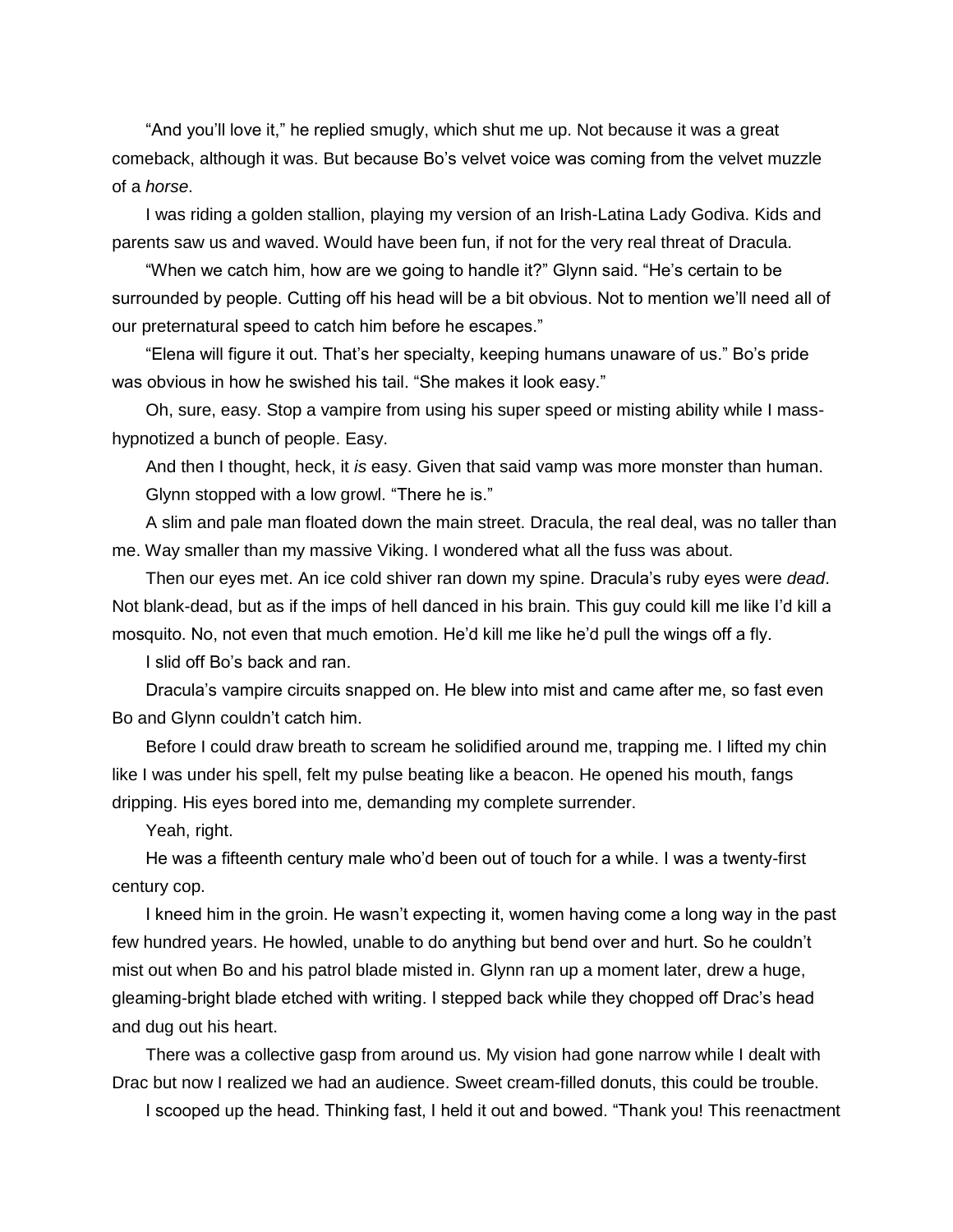"And you'll love it," he replied smugly, which shut me up. Not because it was a great comeback, although it was. But because Bo's velvet voice was coming from the velvet muzzle of a *horse*.

I was riding a golden stallion, playing my version of an Irish-Latina Lady Godiva. Kids and parents saw us and waved. Would have been fun, if not for the very real threat of Dracula.

"When we catch him, how are we going to handle it?" Glynn said. "He's certain to be surrounded by people. Cutting off his head will be a bit obvious. Not to mention we'll need all of our preternatural speed to catch him before he escapes."

"Elena will figure it out. That's her specialty, keeping humans unaware of us." Bo's pride was obvious in how he swished his tail. "She makes it look easy."

Oh, sure, easy. Stop a vampire from using his super speed or misting ability while I mass-hypnotized a bunch of people. Easy.

And then I thought, heck, it *is* easy. Given that said vamp was more monster than human.

Glynn stopped with a low growl. "There he is."

A slim and pale man floated down the main street. Dracula, the real deal, was no taller than me. Way smaller than my massive Viking. I wondered what all the fuss was about.

Then our eyes met. An ice cold shiver ran down my spine. Dracula's ruby eyes were *dead*. Not blank-dead, but as if the imps of hell danced in his brain. This guy could kill me like I'd kill a mosquito. No, not even that much emotion. He'd kill me like he'd pull the wings off a fly.

I slid off Bo's back and ran.

Dracula's vampire circuits snapped on. He blew into mist and came after me, so fast even Bo and Glynn couldn't catch him.

Before I could draw breath to scream he solidified around me, trapping me. I lifted my chin like I was under his spell, felt my pulse beating like a beacon. He opened his mouth, fangs dripping. His eyes bored into me, demanding my complete surrender.

Yeah, right.

He was a fifteenth century male who'd been out of touch for a while. I was a twenty-first century cop.

I kneed him in the groin. He wasn't expecting it, women having come a long way in the past few hundred years. He howled, unable to do anything but bend over and hurt. So he couldn't mist out when Bo and his patrol blade misted in. Glynn ran up a moment later, drew a huge, gleaming-bright blade etched with writing. I stepped back while they chopped off Drac's head and dug out his heart.

There was a collective gasp from around us. My vision had gone narrow while I dealt with Drac but now I realized we had an audience. Sweet cream-filled donuts, this could be trouble.

I scooped up the head. Thinking fast, I held it out and bowed. "Thank you! This reenactment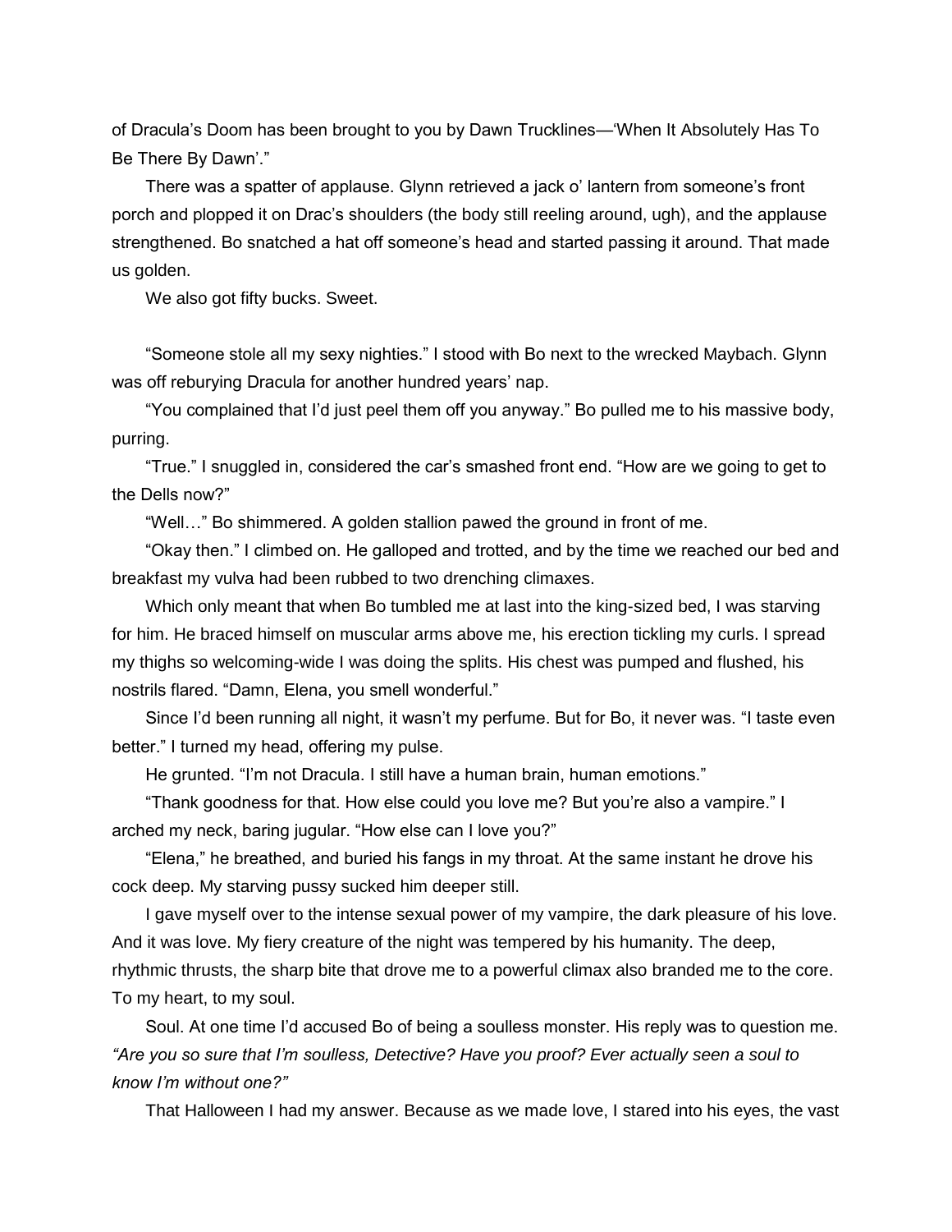of Dracula's Doom has been brought to you by Dawn Trucklines—'When It Absolutely Has To Be There By Dawn'."

There was a spatter of applause. Glynn retrieved a jack o' lantern from someone's front porch and plopped it on Drac's shoulders (the body still reeling around, ugh), and the applause strengthened. Bo snatched a hat off someone's head and started passing it around. That made us golden.

We also got fifty bucks. Sweet.

"Someone stole all my sexy nighties." I stood with Bo next to the wrecked Maybach. Glynn was off reburying Dracula for another hundred years' nap.

"You complained that I'd just peel them off you anyway." Bo pulled me to his massive body, purring.

"True." I snuggled in, considered the car's smashed front end. "How are we going to get to the Dells now?"

"Well…" Bo shimmered. A golden stallion pawed the ground in front of me.

"Okay then." I climbed on. He galloped and trotted, and by the time we reached our bed and breakfast my vulva had been rubbed to two drenching climaxes.

Which only meant that when Bo tumbled me at last into the king-sized bed, I was starving for him. He braced himself on muscular arms above me, his erection tickling my curls. I spread my thighs so welcoming-wide I was doing the splits. His chest was pumped and flushed, his nostrils flared. "Damn, Elena, you smell wonderful."

Since I'd been running all night, it wasn't my perfume. But for Bo, it never was. "I taste even better." I turned my head, offering my pulse.

He grunted. "I'm not Dracula. I still have a human brain, human emotions."

"Thank goodness for that. How else could you love me? But you're also a vampire." I arched my neck, baring jugular. "How else can I love you?"

"Elena," he breathed, and buried his fangs in my throat. At the same instant he drove his cock deep. My starving pussy sucked him deeper still.

I gave myself over to the intense sexual power of my vampire, the dark pleasure of his love. And it was love. My fiery creature of the night was tempered by his humanity. The deep, rhythmic thrusts, the sharp bite that drove me to a powerful climax also branded me to the core. To my heart, to my soul.

Soul. At one time I'd accused Bo of being a soulless monster. His reply was to question me. *"Are you so sure that I'm soulless, Detective? Have you proof? Ever actually seen a soul to know I'm without one?"*

That Halloween I had my answer. Because as we made love, I stared into his eyes, the vast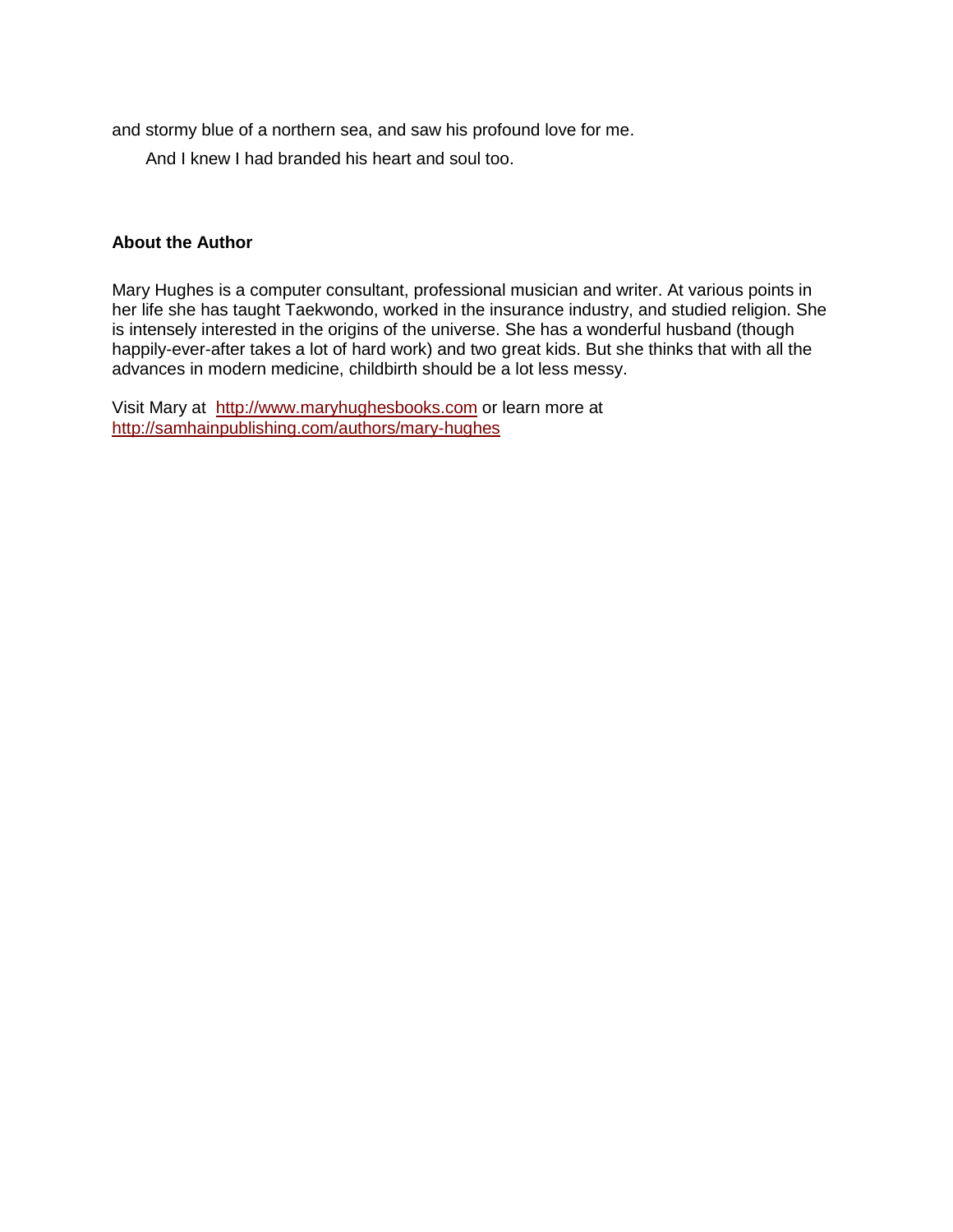and stormy blue of a northern sea, and saw his profound love for me.

And I knew I had branded his heart and soul too.

**About the Author**

Mary Hughes is a computer consultant, professional musician and writer. At various points in her life she has taught Taekwondo, worked in the insurance industry, and studied religion. She is intensely interested in the origins of the universe. She has a wonderful husband (though happily-ever-after takes a lot of hard work) and two great kids. But she thinks that with all the advances in modern medicine, childbirth should be a lot less messy.

Visit Mary at [http://www.maryhughesbooks.com](http://www.maryhughesbooks.com) or learn more at [http://samhainpublishing.com/authors/mary-hughes](http://samhainpublishing.com/authors/mary-hughes)